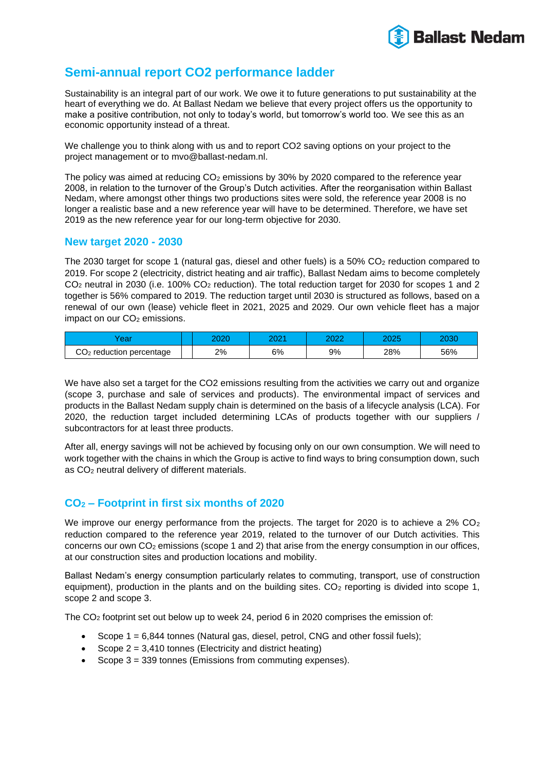# Semi-annual report CO2 performance ladder

Sustainability is an integral part of our work. We owe it to future generations to put sustainability at the heart of everything we do. At Ballast Nedam we believe that every project offers us the opportunity to make a positive contribution, not only to today's world, but tomorrow's world too. We see this as an economic opportunity instead of a threat.

We challenge you to think along with us and to report CO2 saving options on your project to the project management or to mvo@ballast-nedam.nl.

The policy was aimed at reducing $CO_2$ emissions by 30% by 2020 compared to the reference year 2008, in relation to the turnover of the Group's Dutch activities. After the reorganisation within Ballast Nedam, where amongst other things two productions sites were sold, the reference year 2008 is no longer a realistic base and a new reference year will have to be determined. Therefore, we have set 2019 as the new reference year for our long-term objective for 2030.

## New target 2020 - 2030

The 2030 target for scope 1 (natural gas, diesel and other fuels) is a 50% $CO_2$ reduction compared to 2019. For scope 2 (electricity, district heating and air traffic), Ballast Nedam aims to become completely $CO_2$ neutral in 2030 (i.e. 100% $CO_2$ reduction). The total reduction target for 2030 for scopes 1 and 2 together is 56% compared to 2019. The reduction target until 2030 is structured as follows, based on a renewal of our own (lease) vehicle fleet in 2021, 2025 and 2029. Our own vehicle fleet has a major impact on our $CO_2$ emissions.

| Year | | 2020 | 2021 | 2022 | 2025 | 2030 |
|---|---|---|---|---|---|---|
| $CO_2$ reduction percentage | | 2% | 6% | 9% | 28% | 56% |

We have also set a target for the CO2 emissions resulting from the activities we carry out and organize (scope 3, purchase and sale of services and products). The environmental impact of services and products in the Ballast Nedam supply chain is determined on the basis of a lifecycle analysis (LCA). For 2020, the reduction target included determining LCAs of products together with our suppliers / subcontractors for at least three products.

After all, energy savings will not be achieved by focusing only on our own consumption. We will need to work together with the chains in which the Group is active to find ways to bring consumption down, such as $CO_2$ neutral delivery of different materials.

## $CO_2$ – Footprint in first six months of 2020

We improve our energy performance from the projects. The target for 2020 is to achieve a 2% $CO_2$ reduction compared to the reference year 2019, related to the turnover of our Dutch activities. This concerns our own $CO_2$ emissions (scope 1 and 2) that arise from the energy consumption in our offices, at our construction sites and production locations and mobility.

Ballast Nedam's energy consumption particularly relates to commuting, transport, use of construction equipment), production in the plants and on the building sites. $CO_2$ reporting is divided into scope 1, scope 2 and scope 3.

The $CO_2$ footprint set out below up to week 24, period 6 in 2020 comprises the emission of:

- Scope 1 = 6,844 tonnes (Natural gas, diesel, petrol, CNG and other fossil fuels);
- Scope 2 = 3,410 tonnes (Electricity and district heating)
- Scope 3 = 339 tonnes (Emissions from commuting expenses).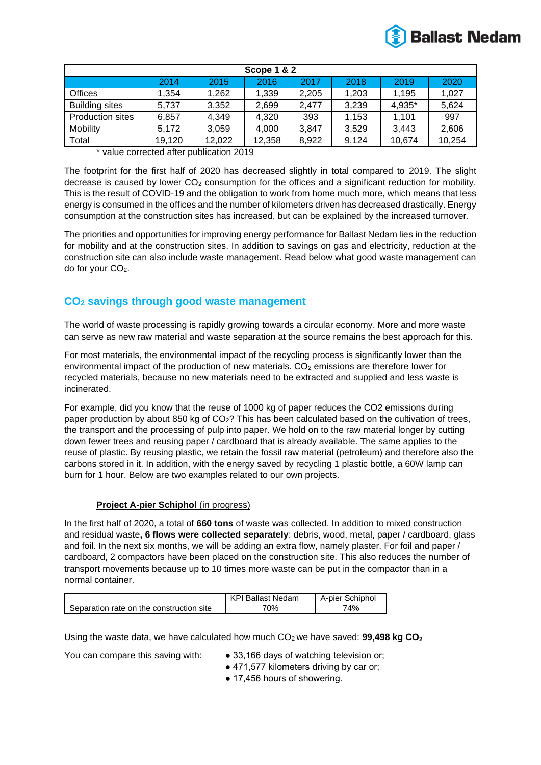| Scope 1 & 2 | | | | | | | |
|---|---|---|---|---|---|---|---|
| | 2014 | 2015 | 2016 | 2017 | 2018 | 2019 | 2020 |
| Offices | 1,354 | 1,262 | 1,339 | 2,205 | 1,203 | 1,195 | 1,027 |
| Building sites | 5,737 | 3,352 | 2,699 | 2,477 | 3,239 | 4,935* | 5,624 |
| Production sites | 6,857 | 4,349 | 4,320 | 393 | 1,153 | 1,101 | 997 |
| Mobility | 5,172 | 3,059 | 4,000 | 3,847 | 3,529 | 3,443 | 2,606 |
| Total | 19,120 | 12,022 | 12,358 | 8,922 | 9,124 | 10,674 | 10,254 |

\* value corrected after publication 2019

The footprint for the first half of 2020 has decreased slightly in total compared to 2019. The slight decrease is caused by lower $CO_2$ consumption for the offices and a significant reduction for mobility. This is the result of COVID-19 and the obligation to work from home much more, which means that less energy is consumed in the offices and the number of kilometers driven has decreased drastically. Energy consumption at the construction sites has increased, but can be explained by the increased turnover.

The priorities and opportunities for improving energy performance for Ballast Nedam lies in the reduction for mobility and at the construction sites. In addition to savings on gas and electricity, reduction at the construction site can also include waste management. Read below what good waste management can do for your $CO_2$.

## $CO_2$ savings through good waste management

The world of waste processing is rapidly growing towards a circular economy. More and more waste can serve as new raw material and waste separation at the source remains the best approach for this.

For most materials, the environmental impact of the recycling process is significantly lower than the environmental impact of the production of new materials. $CO_2$ emissions are therefore lower for recycled materials, because no new materials need to be extracted and supplied and less waste is incinerated.

For example, did you know that the reuse of 1000 kg of paper reduces the CO2 emissions during paper production by about 850 kg of $CO_2$? This has been calculated based on the cultivation of trees, the transport and the processing of pulp into paper. We hold on to the raw material longer by cutting down fewer trees and reusing paper / cardboard that is already available. The same applies to the reuse of plastic. By reusing plastic, we retain the fossil raw material (petroleum) and therefore also the carbons stored in it. In addition, with the energy saved by recycling 1 plastic bottle, a 60W lamp can burn for 1 hour. Below are two examples related to our own projects.

**Project A-pier Schiphol** (in progress)

In the first half of 2020, a total of **660 tons** of waste was collected. In addition to mixed construction and residual waste**, 6 flows were collected separately**: debris, wood, metal, paper / cardboard, glass and foil. In the next six months, we will be adding an extra flow, namely plaster. For foil and paper / cardboard, 2 compactors have been placed on the construction site. This also reduces the number of transport movements because up to 10 times more waste can be put in the compactor than in a normal container.

| | KPI Ballast Nedam | A-pier Schiphol |
|---|---|---|
| Separation rate on the construction site | 70% | 74% |

Using the waste data, we have calculated how much $CO_2$ we have saved: **99,498 kg $CO_2$**

You can compare this saving with:

- 33,166 days of watching television or;
- 471,577 kilometers driving by car or;
- 17,456 hours of showering.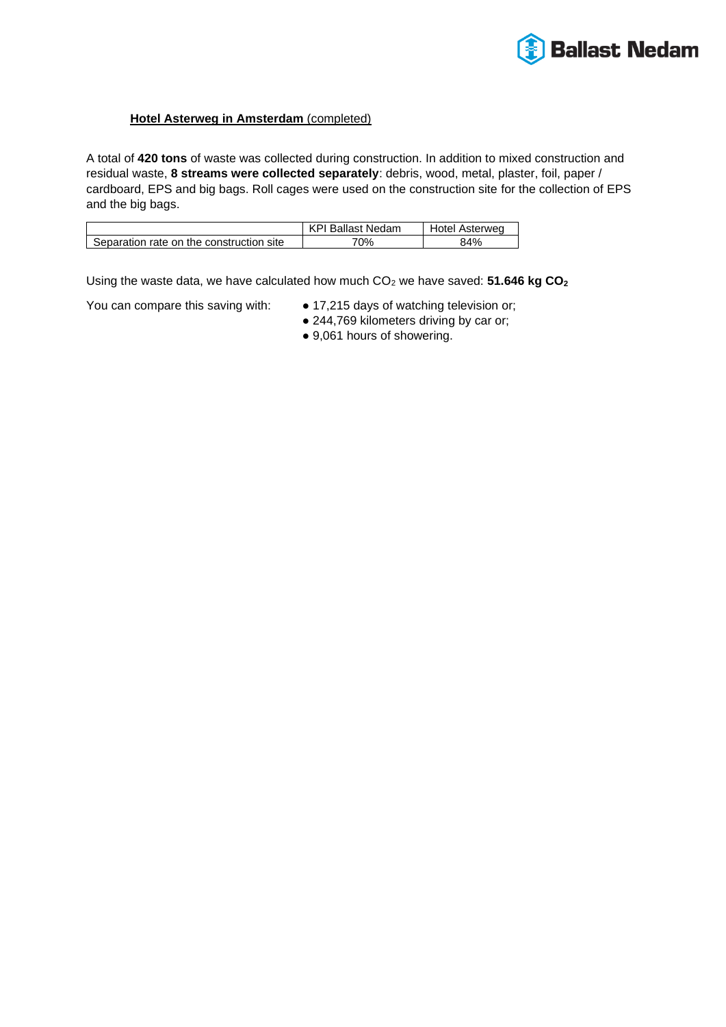**<u>Hotel Asterweg in Amsterdam</u>** <u>(completed)</u>

A total of **420 tons** of waste was collected during construction. In addition to mixed construction and residual waste, **8 streams were collected separately**: debris, wood, metal, plaster, foil, paper / cardboard, EPS and big bags. Roll cages were used on the construction site for the collection of EPS and the big bags.

| | KPI Ballast Nedam | Hotel Asterweg |
|---|---|---|
| Separation rate on the construction site | 70% | 84% |

Using the waste data, we have calculated how much $CO_2$ we have saved: **51.646 kg $CO_2$**

You can compare this saving with:

- 17,215 days of watching television or;
- 244,769 kilometers driving by car or;
- 9,061 hours of showering.